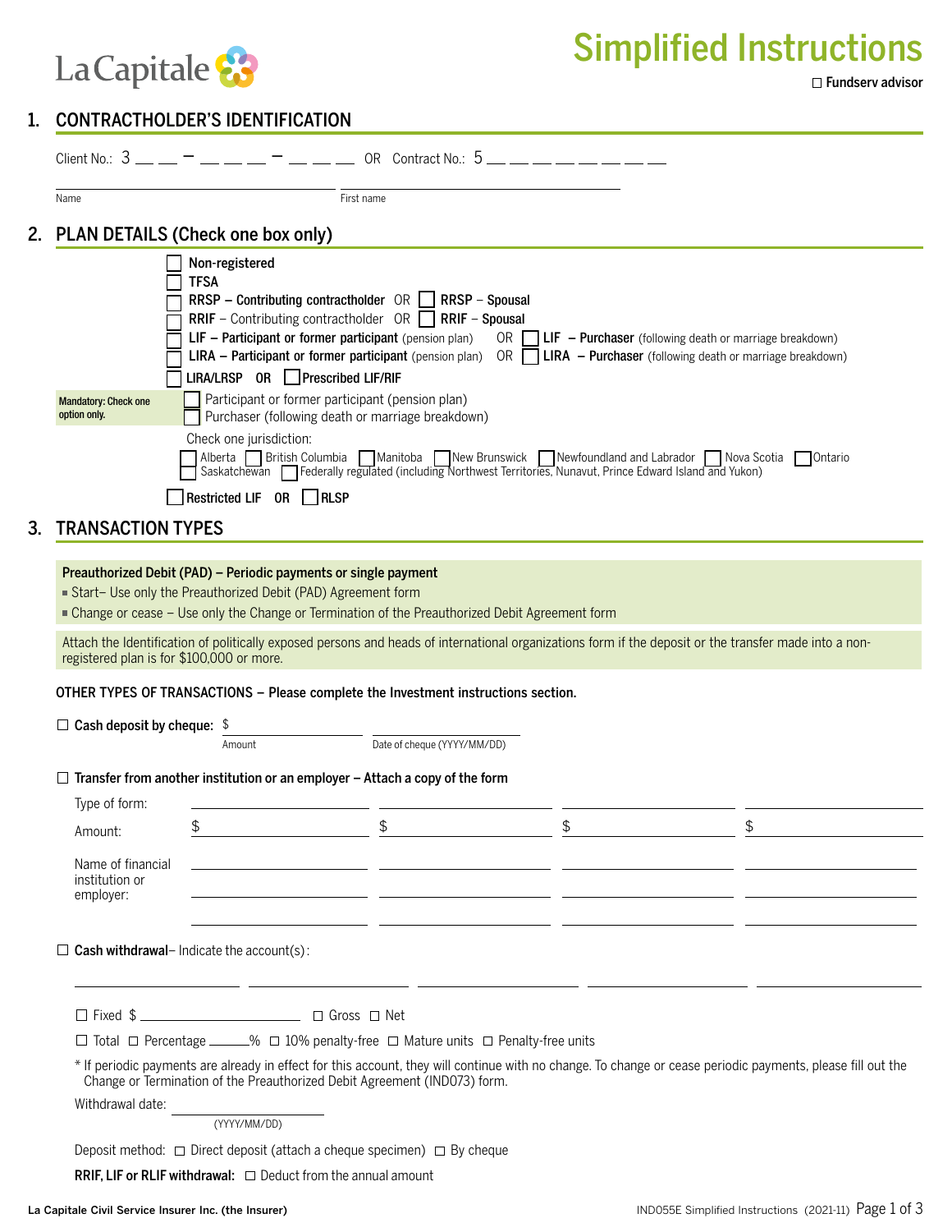La Capitale

# Simplified Instructions

☐ Fundserv advisor

## 1. CONTRACTHOLDER'S IDENTIFICATION

Client No.: 3 __ __ – __ __ __ – __ __ __ OR Contract No.: 5 __ __ __ __ __ __ __ __ __

Name ____________________ First name ____________________

## 2. PLAN DETAILS (Check one box only)

- ☐ **Non-registered**
- ☐ **TFSA**
- ☐ **RRSP – Contributing contractholder** OR ☐ **RRSP** – **Spousal**
- ☐ **RRIF** – Contributing contractholder OR ☐ **RRIF** – **Spousal**
- ☐ **LIF – Participant or former participant** (pension plan) OR ☐ **LIF – Purchaser** (following death or marriage breakdown)
- ☐ **LIRA – Participant or former participant** (pension plan) OR ☐ **LIRA – Purchaser** (following death or marriage breakdown)
- ☐ **LIRA/LRSP OR** ☐ **Prescribed LIF/RIF**

**Mandatory: Check one option only.**
- ☐ Participant or former participant (pension plan)
- ☐ Purchaser (following death or marriage breakdown)

Check one jurisdiction:
☐ Alberta ☐ British Columbia ☐ Manitoba ☐ New Brunswick ☐ Newfoundland and Labrador ☐ Nova Scotia ☐ Ontario ☐ Saskatchewan ☐ Federally regulated (including Northwest Territories, Nunavut, Prince Edward Island and Yukon)

☐ **Restricted LIF OR** ☐ **RLSP**

## 3. TRANSACTION TYPES

**Preauthorized Debit (PAD) – Periodic payments or single payment**
- Start– Use only the Preauthorized Debit (PAD) Agreement form
- Change or cease – Use only the Change or Termination of the Preauthorized Debit Agreement form

Attach the Identification of politically exposed persons and heads of international organizations form if the deposit or the transfer made into a non-registered plan is for $100,000 or more.

**OTHER TYPES OF TRANSACTIONS – Please complete the Investment instructions section.**

☐ **Cash deposit by cheque:** $ ____________ (Amount) ____________ (Date of cheque (YYYY/MM/DD))

☐ **Transfer from another institution or an employer – Attach a copy of the form**

| | | | | |
|---|---|---|---|---|
| Type of form: | | | | |
| Amount: | $ | $ | $ | $ |
| Name of financial institution or employer: | | | | |

☐ **Cash withdrawal**– Indicate the account(s):

____________ ____________ ____________ ____________ ____________

☐ Fixed $ ____________ ☐ Gross ☐ Net

☐ Total ☐ Percentage ______% ☐ 10% penalty-free ☐ Mature units ☐ Penalty-free units

\* If periodic payments are already in effect for this account, they will continue with no change. To change or cease periodic payments, please fill out the Change or Termination of the Preauthorized Debit Agreement (IND073) form.

Withdrawal date: ____________ (YYYY/MM/DD)

Deposit method: ☐ Direct deposit (attach a cheque specimen) ☐ By cheque

**RRIF, LIF or RLIF withdrawal:** ☐ Deduct from the annual amount

La Capitale Civil Service Insurer Inc. (the Insurer)

IND055E Simplified Instructions (2021-11)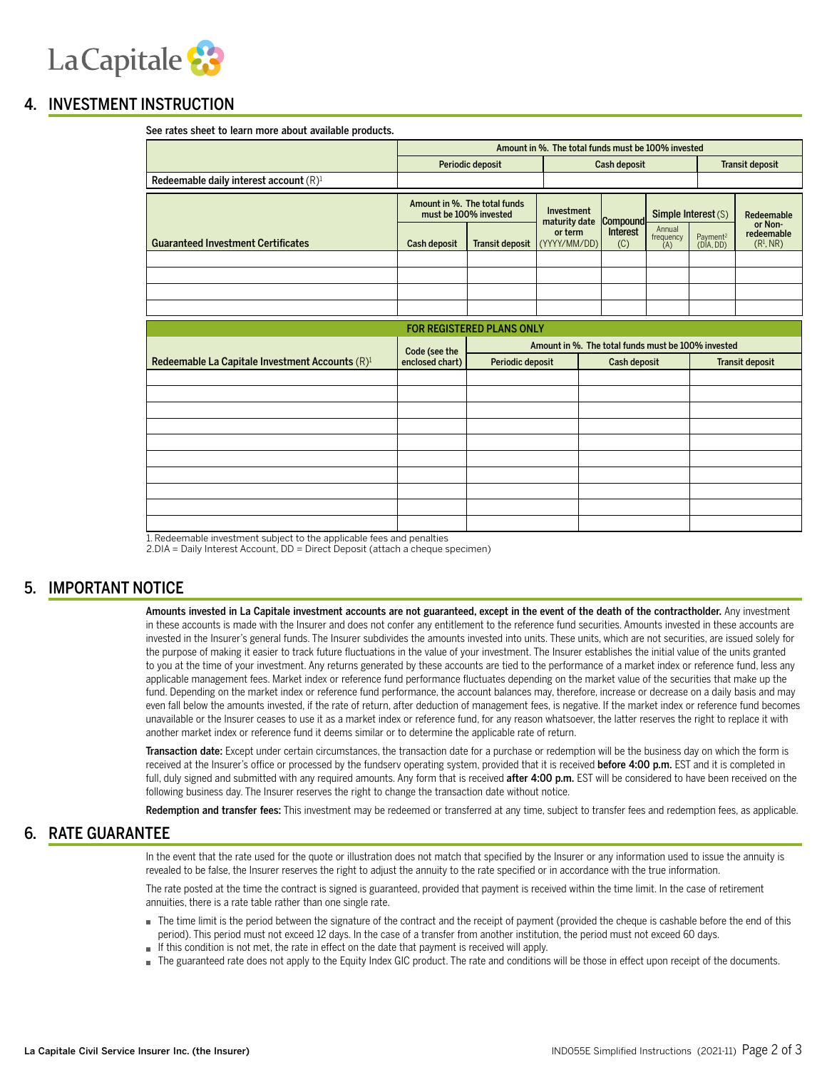## 4. INVESTMENT INSTRUCTION

See rates sheet to learn more about available products.

| | Amount in %. The total funds must be 100% invested | | |
|---|---|---|---|
| | Periodic deposit | Cash deposit | Transit deposit |
| Redeemable daily interest account (R)[1] | | | |

| Guaranteed Investment Certificates | Amount in %. The total funds must be 100% invested | | Investment maturity date or term (YYYY/MM/DD) | Compound Interest (C) | Simple Interest (S) | | Redeemable or Non-redeemable (R[1], NR) |
|---|---|---|---|---|---|---|---|
| | Cash deposit | Transit deposit | | | Annual frequency (A) | Payment[2] (DIA, DD) | |
| | | | | | | | |
| | | | | | | | |
| | | | | | | | |
| | | | | | | | |

| FOR REGISTERED PLANS ONLY | | | | |
|---|---|---|---|---|
| Redeemable La Capitale Investment Accounts (R)[1] | Code (see the enclosed chart) | Amount in %. The total funds must be 100% invested | | |
| | | Periodic deposit | Cash deposit | Transit deposit |
| | | | | |
| | | | | |
| | | | | |
| | | | | |
| | | | | |
| | | | | |
| | | | | |
| | | | | |
| | | | | |
| | | | | |

1. Redeemable investment subject to the applicable fees and penalties
2. DIA = Daily Interest Account, DD = Direct Deposit (attach a cheque specimen)

## 5. IMPORTANT NOTICE

**Amounts invested in La Capitale investment accounts are not guaranteed, except in the event of the death of the contractholder.** Any investment in these accounts is made with the Insurer and does not confer any entitlement to the reference fund securities. Amounts invested in these accounts are invested in the Insurer's general funds. The Insurer subdivides the amounts invested into units. These units, which are not securities, are issued solely for the purpose of making it easier to track future fluctuations in the value of your investment. The Insurer establishes the initial value of the units granted to you at the time of your investment. Any returns generated by these accounts are tied to the performance of a market index or reference fund, less any applicable management fees. Market index or reference fund performance fluctuates depending on the market value of the securities that make up the fund. Depending on the market index or reference fund performance, the account balances may, therefore, increase or decrease on a daily basis and may even fall below the amounts invested, if the rate of return, after deduction of management fees, is negative. If the market index or reference fund becomes unavailable or the Insurer ceases to use it as a market index or reference fund, for any reason whatsoever, the latter reserves the right to replace it with another market index or reference fund it deems similar or to determine the applicable rate of return.

**Transaction date:** Except under certain circumstances, the transaction date for a purchase or redemption will be the business day on which the form is received at the Insurer's office or processed by the fundserv operating system, provided that it is received **before 4:00 p.m.** EST and it is completed in full, duly signed and submitted with any required amounts. Any form that is received **after 4:00 p.m.** EST will be considered to have been received on the following business day. The Insurer reserves the right to change the transaction date without notice.

**Redemption and transfer fees:** This investment may be redeemed or transferred at any time, subject to transfer fees and redemption fees, as applicable.

## 6. RATE GUARANTEE

In the event that the rate used for the quote or illustration does not match that specified by the Insurer or any information used to issue the annuity is revealed to be false, the Insurer reserves the right to adjust the annuity to the rate specified or in accordance with the true information.

The rate posted at the time the contract is signed is guaranteed, provided that payment is received within the time limit. In the case of retirement annuities, there is a rate table rather than one single rate.

- The time limit is the period between the signature of the contract and the receipt of payment (provided the cheque is cashable before the end of this period). This period must not exceed 12 days. In the case of a transfer from another institution, the period must not exceed 60 days.
- If this condition is not met, the rate in effect on the date that payment is received will apply.
- The guaranteed rate does not apply to the Equity Index GIC product. The rate and conditions will be those in effect upon receipt of the documents.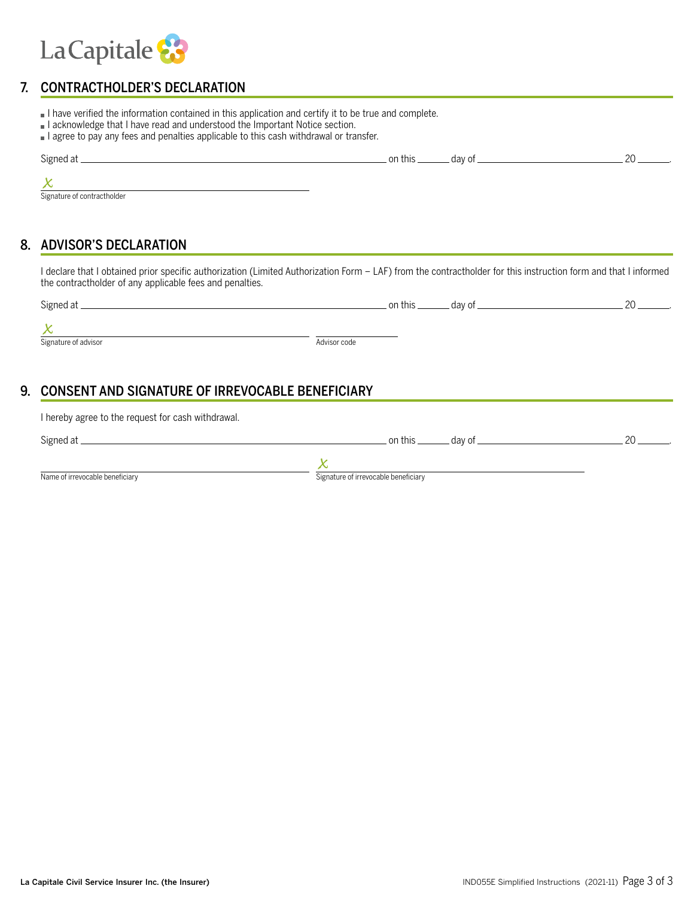La Capitale

## 7. CONTRACTHOLDER'S DECLARATION

- I have verified the information contained in this application and certify it to be true and complete.
- I acknowledge that I have read and understood the Important Notice section.
- I agree to pay any fees and penalties applicable to this cash withdrawal or transfer.

Signed at ______________________________ on this ______ day of ______________________ 20 ______.

X ______________________________
Signature of contractholder

## 8. ADVISOR'S DECLARATION

I declare that I obtained prior specific authorization (Limited Authorization Form – LAF) from the contractholder for this instruction form and that I informed the contractholder of any applicable fees and penalties.

Signed at ______________________________ on this ______ day of ______________________ 20 ______.

X ______________________________ ______________
Signature of advisor Advisor code

## 9. CONSENT AND SIGNATURE OF IRREVOCABLE BENEFICIARY

I hereby agree to the request for cash withdrawal.

Signed at ______________________________ on this ______ day of ______________________ 20 ______.

______________________________ X ______________________________
Name of irrevocable beneficiary Signature of irrevocable beneficiary

La Capitale Civil Service Insurer Inc. (the Insurer)

IND055E Simplified Instructions (2021-11)